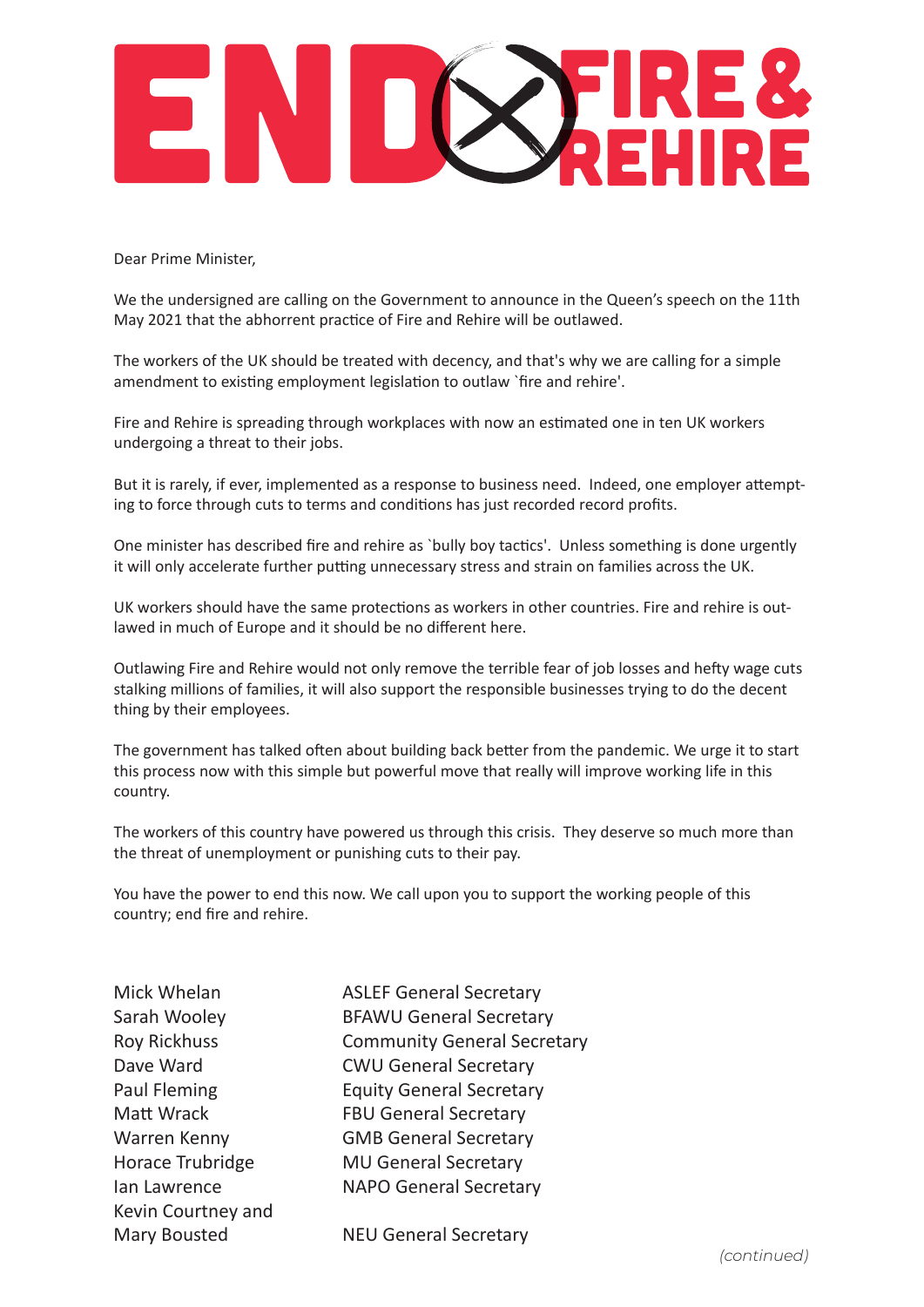# END FIRE & REHIRE

Dear Prime Minister,

We the undersigned are calling on the Government to announce in the Queen's speech on the 11th May 2021 that the abhorrent practice of Fire and Rehire will be outlawed.

The workers of the UK should be treated with decency, and that's why we are calling for a simple amendment to existing employment legislation to outlaw `fire and rehire'.

Fire and Rehire is spreading through workplaces with now an estimated one in ten UK workers undergoing a threat to their jobs.

But it is rarely, if ever, implemented as a response to business need. Indeed, one employer attempting to force through cuts to terms and conditions has just recorded record profits.

One minister has described fire and rehire as `bully boy tactics'. Unless something is done urgently it will only accelerate further putting unnecessary stress and strain on families across the UK.

UK workers should have the same protections as workers in other countries. Fire and rehire is outlawed in much of Europe and it should be no different here.

Outlawing Fire and Rehire would not only remove the terrible fear of job losses and hefty wage cuts stalking millions of families, it will also support the responsible businesses trying to do the decent thing by their employees.

The government has talked often about building back better from the pandemic. We urge it to start this process now with this simple but powerful move that really will improve working life in this country.

The workers of this country have powered us through this crisis. They deserve so much more than the threat of unemployment or punishing cuts to their pay.

You have the power to end this now. We call upon you to support the working people of this country; end fire and rehire.

| | |
|---|---|
| Mick Whelan | ASLEF General Secretary |
| Sarah Wooley | BFAWU General Secretary |
| Roy Rickhuss | Community General Secretary |
| Dave Ward | CWU General Secretary |
| Paul Fleming | Equity General Secretary |
| Matt Wrack | FBU General Secretary |
| Warren Kenny | GMB General Secretary |
| Horace Trubridge | MU General Secretary |
| Ian Lawrence | NAPO General Secretary |
| Kevin Courtney and Mary Bousted | NEU General Secretary |

*(continued)*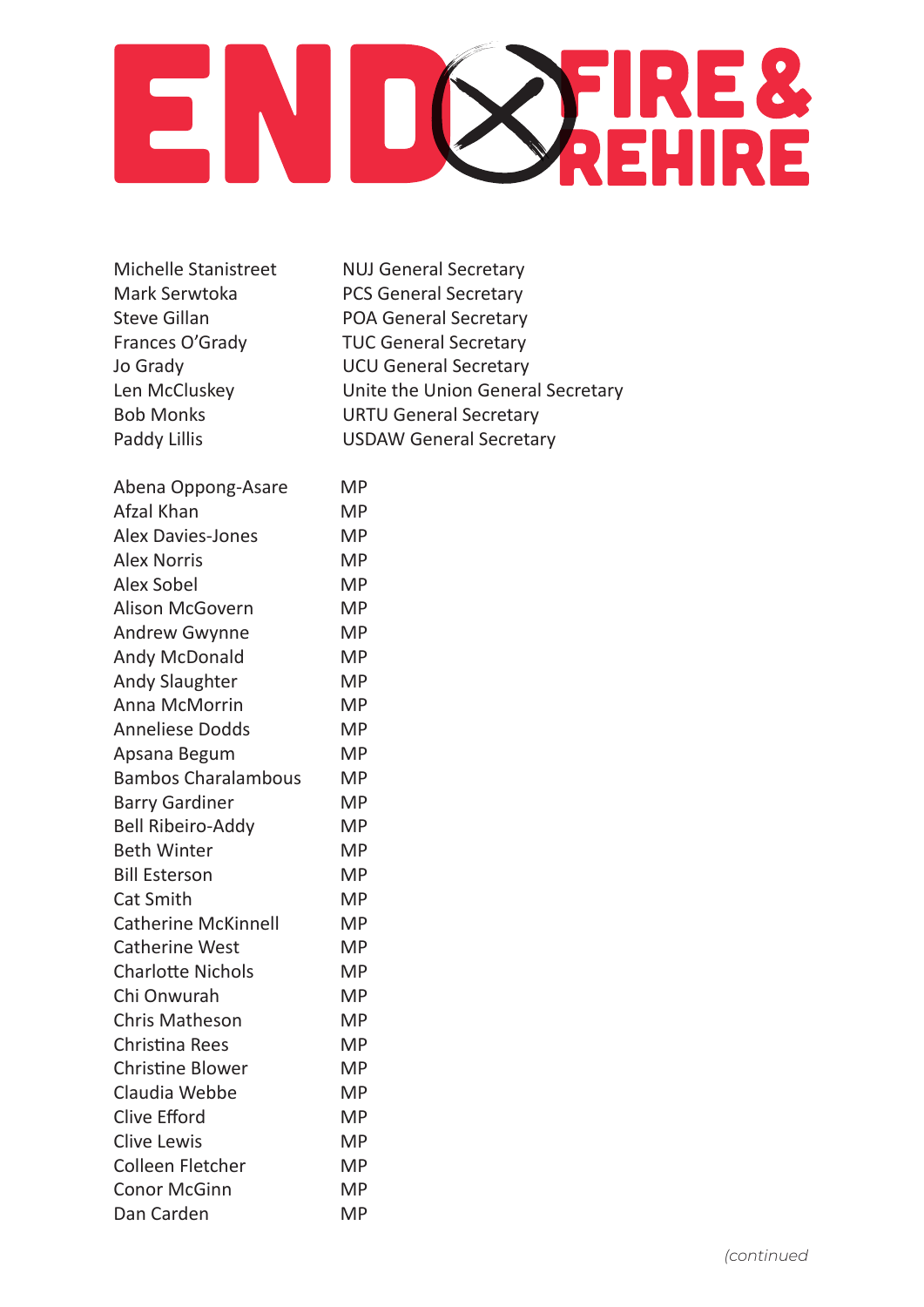# END FIRE & REHIRE

| | |
|---|---|
| Michelle Stanistreet | NUJ General Secretary |
| Mark Serwtoka | PCS General Secretary |
| Steve Gillan | POA General Secretary |
| Frances O'Grady | TUC General Secretary |
| Jo Grady | UCU General Secretary |
| Len McCluskey | Unite the Union General Secretary |
| Bob Monks | URTU General Secretary |
| Paddy Lillis | USDAW General Secretary |

| | |
|---|---|
| Abena Oppong-Asare | MP |
| Afzal Khan | MP |
| Alex Davies-Jones | MP |
| Alex Norris | MP |
| Alex Sobel | MP |
| Alison McGovern | MP |
| Andrew Gwynne | MP |
| Andy McDonald | MP |
| Andy Slaughter | MP |
| Anna McMorrin | MP |
| Anneliese Dodds | MP |
| Apsana Begum | MP |
| Bambos Charalambous | MP |
| Barry Gardiner | MP |
| Bell Ribeiro-Addy | MP |
| Beth Winter | MP |
| Bill Esterson | MP |
| Cat Smith | MP |
| Catherine McKinnell | MP |
| Catherine West | MP |
| Charlotte Nichols | MP |
| Chi Onwurah | MP |
| Chris Matheson | MP |
| Christina Rees | MP |
| Christine Blower | MP |
| Claudia Webbe | MP |
| Clive Efford | MP |
| Clive Lewis | MP |
| Colleen Fletcher | MP |
| Conor McGinn | MP |
| Dan Carden | MP |

*(continued*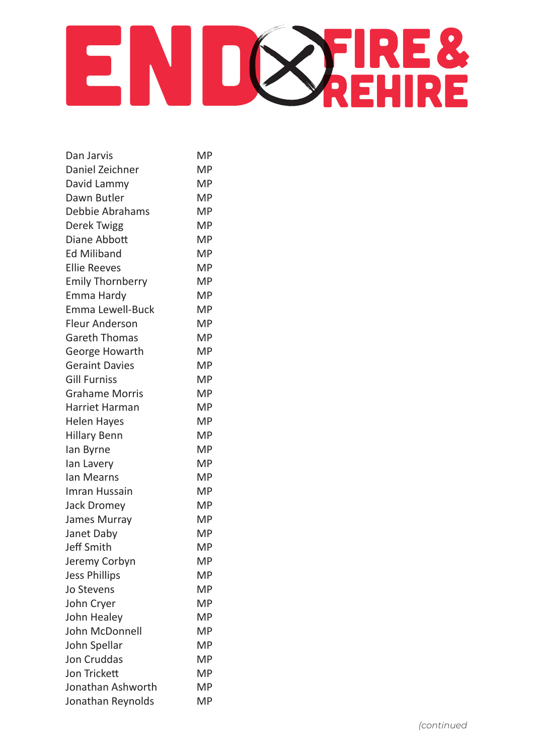# END FIRE & REHIRE

| | |
|---|---|
| Dan Jarvis | MP |
| Daniel Zeichner | MP |
| David Lammy | MP |
| Dawn Butler | MP |
| Debbie Abrahams | MP |
| Derek Twigg | MP |
| Diane Abbott | MP |
| Ed Miliband | MP |
| Ellie Reeves | MP |
| Emily Thornberry | MP |
| Emma Hardy | MP |
| Emma Lewell-Buck | MP |
| Fleur Anderson | MP |
| Gareth Thomas | MP |
| George Howarth | MP |
| Geraint Davies | MP |
| Gill Furniss | MP |
| Grahame Morris | MP |
| Harriet Harman | MP |
| Helen Hayes | MP |
| Hillary Benn | MP |
| Ian Byrne | MP |
| Ian Lavery | MP |
| Ian Mearns | MP |
| Imran Hussain | MP |
| Jack Dromey | MP |
| James Murray | MP |
| Janet Daby | MP |
| Jeff Smith | MP |
| Jeremy Corbyn | MP |
| Jess Phillips | MP |
| Jo Stevens | MP |
| John Cryer | MP |
| John Healey | MP |
| John McDonnell | MP |
| John Spellar | MP |
| Jon Cruddas | MP |
| Jon Trickett | MP |
| Jonathan Ashworth | MP |
| Jonathan Reynolds | MP |

*(continued*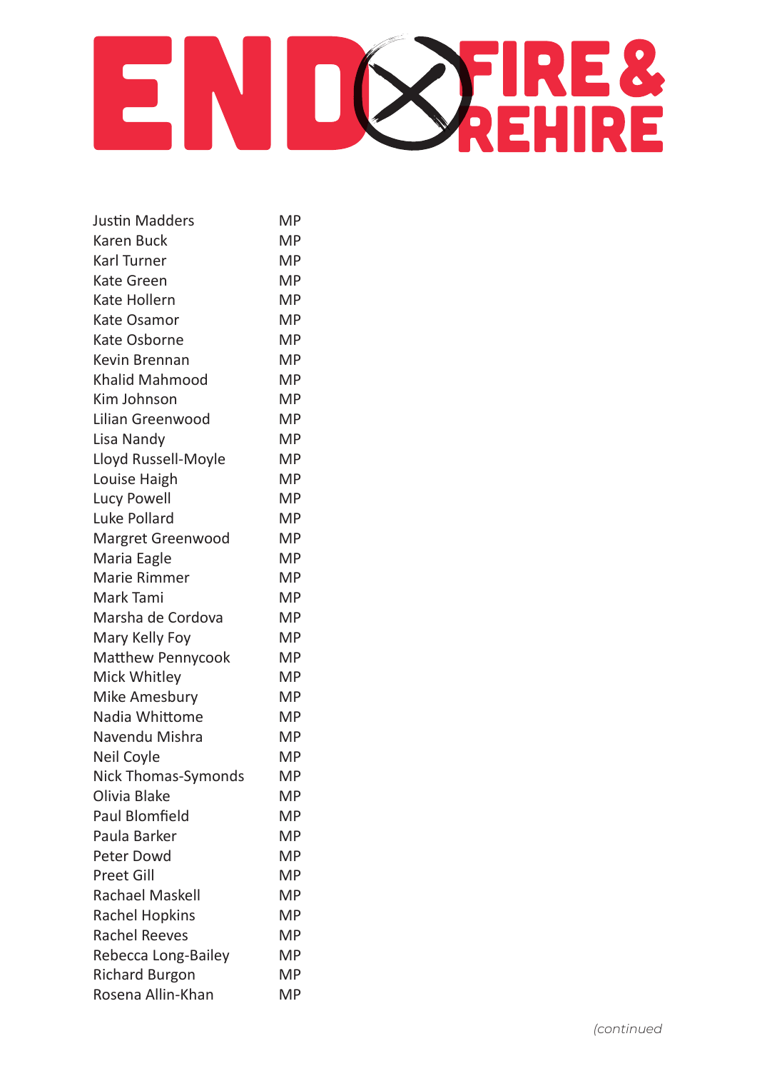# END FIRE & REHIRE

| | |
|---|---|
| Justin Madders | MP |
| Karen Buck | MP |
| Karl Turner | MP |
| Kate Green | MP |
| Kate Hollern | MP |
| Kate Osamor | MP |
| Kate Osborne | MP |
| Kevin Brennan | MP |
| Khalid Mahmood | MP |
| Kim Johnson | MP |
| Lilian Greenwood | MP |
| Lisa Nandy | MP |
| Lloyd Russell-Moyle | MP |
| Louise Haigh | MP |
| Lucy Powell | MP |
| Luke Pollard | MP |
| Margret Greenwood | MP |
| Maria Eagle | MP |
| Marie Rimmer | MP |
| Mark Tami | MP |
| Marsha de Cordova | MP |
| Mary Kelly Foy | MP |
| Matthew Pennycook | MP |
| Mick Whitley | MP |
| Mike Amesbury | MP |
| Nadia Whittome | MP |
| Navendu Mishra | MP |
| Neil Coyle | MP |
| Nick Thomas-Symonds | MP |
| Olivia Blake | MP |
| Paul Blomfield | MP |
| Paula Barker | MP |
| Peter Dowd | MP |
| Preet Gill | MP |
| Rachael Maskell | MP |
| Rachel Hopkins | MP |
| Rachel Reeves | MP |
| Rebecca Long-Bailey | MP |
| Richard Burgon | MP |
| Rosena Allin-Khan | MP |

*(continued*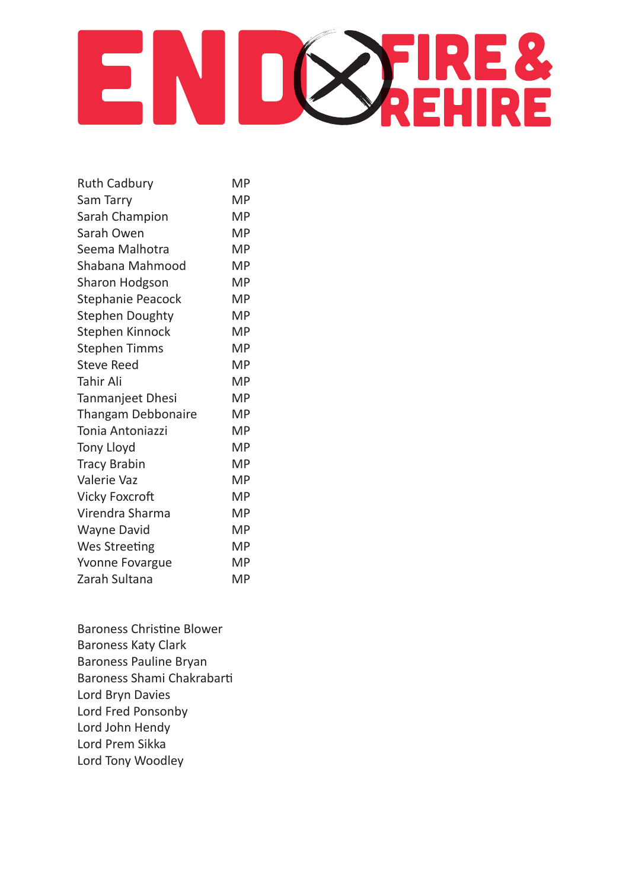# END FIRE & REHIRE

| | |
|---|---|
| Ruth Cadbury | MP |
| Sam Tarry | MP |
| Sarah Champion | MP |
| Sarah Owen | MP |
| Seema Malhotra | MP |
| Shabana Mahmood | MP |
| Sharon Hodgson | MP |
| Stephanie Peacock | MP |
| Stephen Doughty | MP |
| Stephen Kinnock | MP |
| Stephen Timms | MP |
| Steve Reed | MP |
| Tahir Ali | MP |
| Tanmanjeet Dhesi | MP |
| Thangam Debbonaire | MP |
| Tonia Antoniazzi | MP |
| Tony Lloyd | MP |
| Tracy Brabin | MP |
| Valerie Vaz | MP |
| Vicky Foxcroft | MP |
| Virendra Sharma | MP |
| Wayne David | MP |
| Wes Streeting | MP |
| Yvonne Fovargue | MP |
| Zarah Sultana | MP |

Baroness Christine Blower
Baroness Katy Clark
Baroness Pauline Bryan
Baroness Shami Chakrabarti
Lord Bryn Davies
Lord Fred Ponsonby
Lord John Hendy
Lord Prem Sikka
Lord Tony Woodley